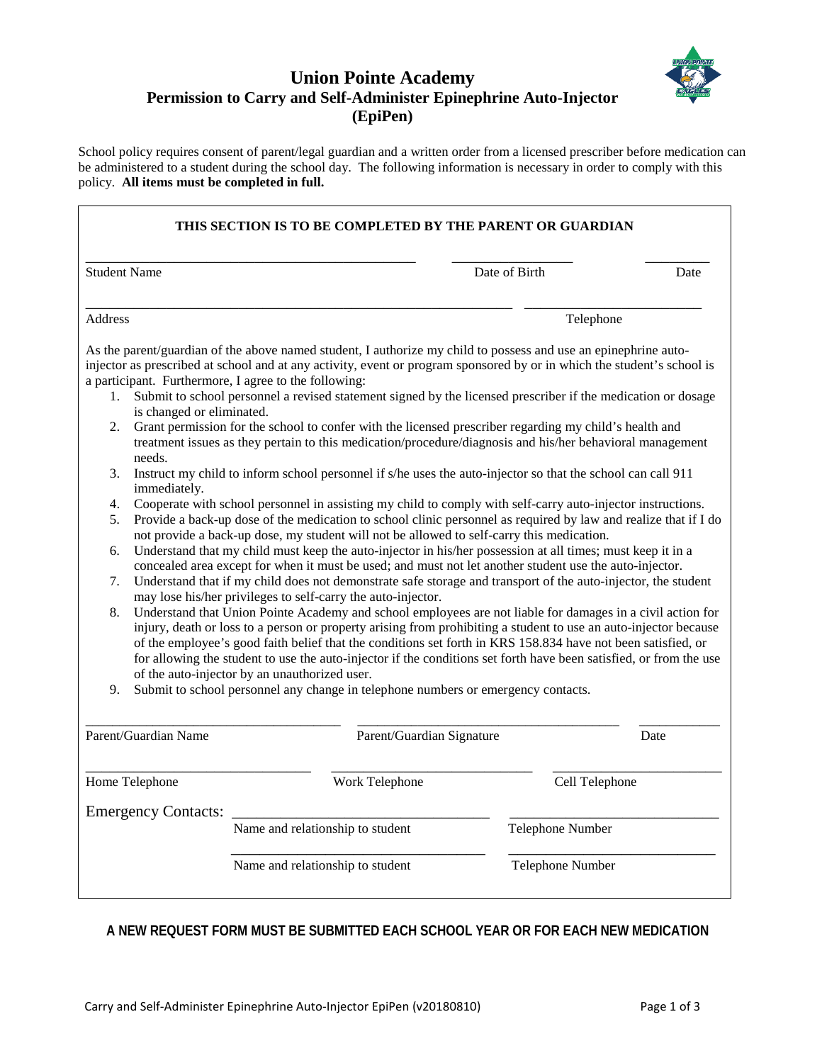# Union Pointe Academy

## Permission to Carry and Self-Administer Epinephrine Auto-Injector (EpiPen)

School policy requires consent of parent/legal guardian and a written order from a licensed prescriber before medication can be administered to a student during the school day. The following information is necessary in order to comply with this policy. **All items must be completed in full.**

**THIS SECTION IS TO BE COMPLETED BY THE PARENT OR GUARDIAN**

| Student Name | Date of Birth | Date |
|---|---|---|
| | | |

| Address | Telephone |
|---|---|
| | |

As the parent/guardian of the above named student, I authorize my child to possess and use an epinephrine auto-injector as prescribed at school and at any activity, event or program sponsored by or in which the student's school is a participant. Furthermore, I agree to the following:

1. Submit to school personnel a revised statement signed by the licensed prescriber if the medication or dosage is changed or eliminated.
2. Grant permission for the school to confer with the licensed prescriber regarding my child's health and treatment issues as they pertain to this medication/procedure/diagnosis and his/her behavioral management needs.
3. Instruct my child to inform school personnel if s/he uses the auto-injector so that the school can call 911 immediately.
4. Cooperate with school personnel in assisting my child to comply with self-carry auto-injector instructions.
5. Provide a back-up dose of the medication to school clinic personnel as required by law and realize that if I do not provide a back-up dose, my student will not be allowed to self-carry this medication.
6. Understand that my child must keep the auto-injector in his/her possession at all times; must keep it in a concealed area except for when it must be used; and must not let another student use the auto-injector.
7. Understand that if my child does not demonstrate safe storage and transport of the auto-injector, the student may lose his/her privileges to self-carry the auto-injector.
8. Understand that Union Pointe Academy and school employees are not liable for damages in a civil action for injury, death or loss to a person or property arising from prohibiting a student to use an auto-injector because of the employee's good faith belief that the conditions set forth in KRS 158.834 have not been satisfied, or for allowing the student to use the auto-injector if the conditions set forth have been satisfied, or from the use of the auto-injector by an unauthorized user.
9. Submit to school personnel any change in telephone numbers or emergency contacts.

| Parent/Guardian Name | Parent/Guardian Signature | Date |
|---|---|---|
| | | |

| Home Telephone | Work Telephone | Cell Telephone |
|---|---|---|
| | | |

Emergency Contacts:

| Name and relationship to student | Telephone Number |
|---|---|
| | |
| | |

**A NEW REQUEST FORM MUST BE SUBMITTED EACH SCHOOL YEAR OR FOR EACH NEW MEDICATION**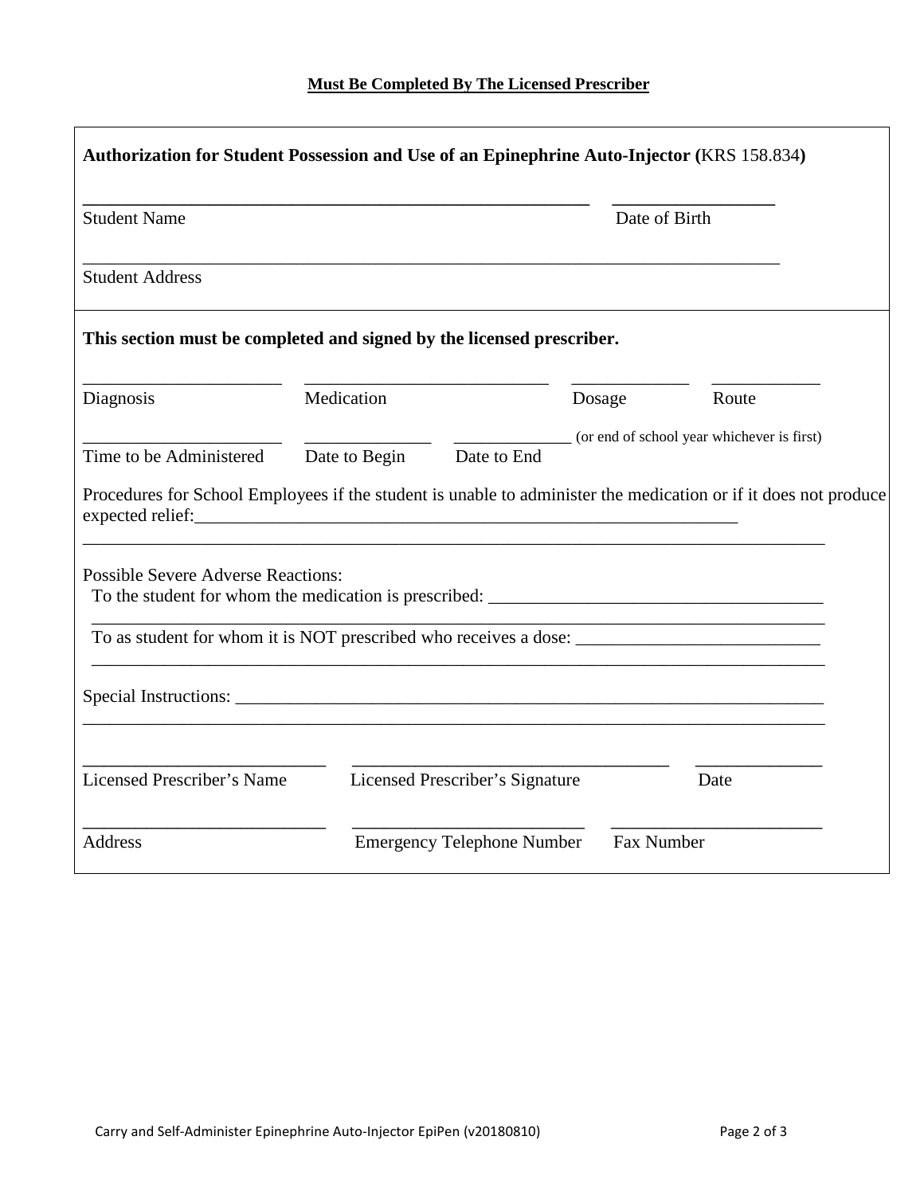**Must Be Completed By The Licensed Prescriber**

**Authorization for Student Possession and Use of an Epinephrine Auto-Injector (**KRS 158.834**)**

______________________________________________________ _________________

Student Name Date of Birth

___________________________________________________________________________

Student Address

**This section must be completed and signed by the licensed prescriber.**

______________________ ___________________________ _____________ ____________

Diagnosis Medication Dosage Route

______________________ ______________ _____________ (or end of school year whichever is first)

Time to be Administered Date to Begin Date to End

Procedures for School Employees if the student is unable to administer the medication or if it does not produce expected relief:_______________________________________________________________

_________________________________________________________________________________

Possible Severe Adverse Reactions:

To the student for whom the medication is prescribed: _____________________________________

_________________________________________________________________________________

To as student for whom it is NOT prescribed who receives a dose: ___________________________

_________________________________________________________________________________

Special Instructions: _________________________________________________________________

_________________________________________________________________________________

___________________________ ___________________________________ ______________

Licensed Prescriber's Name Licensed Prescriber's Signature Date

___________________________ __________________________ _______________________

Address Emergency Telephone Number Fax Number

Carry and Self-Administer Epinephrine Auto-Injector EpiPen (v20180810)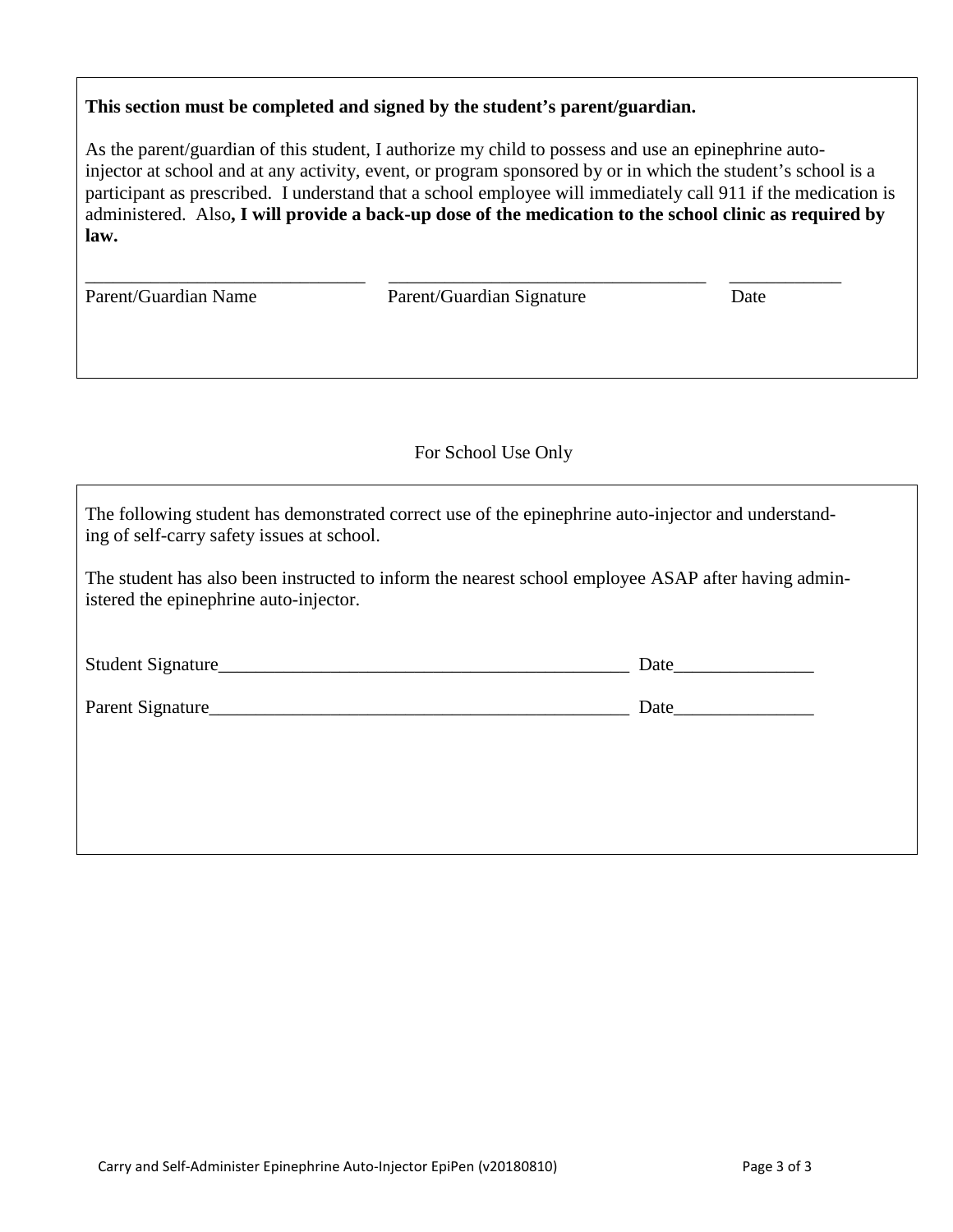**This section must be completed and signed by the student's parent/guardian.**

As the parent/guardian of this student, I authorize my child to possess and use an epinephrine auto-injector at school and at any activity, event, or program sponsored by or in which the student's school is a participant as prescribed. I understand that a school employee will immediately call 911 if the medication is administered. Also**, I will provide a back-up dose of the medication to the school clinic as required by law.**

______________________________ ___________________________________ ____________

Parent/Guardian Name Parent/Guardian Signature Date

For School Use Only

The following student has demonstrated correct use of the epinephrine auto-injector and understanding of self-carry safety issues at school.

The student has also been instructed to inform the nearest school employee ASAP after having administered the epinephrine auto-injector.

Student Signature_____________________________________________ Date_______________

Parent Signature______________________________________________ Date_______________